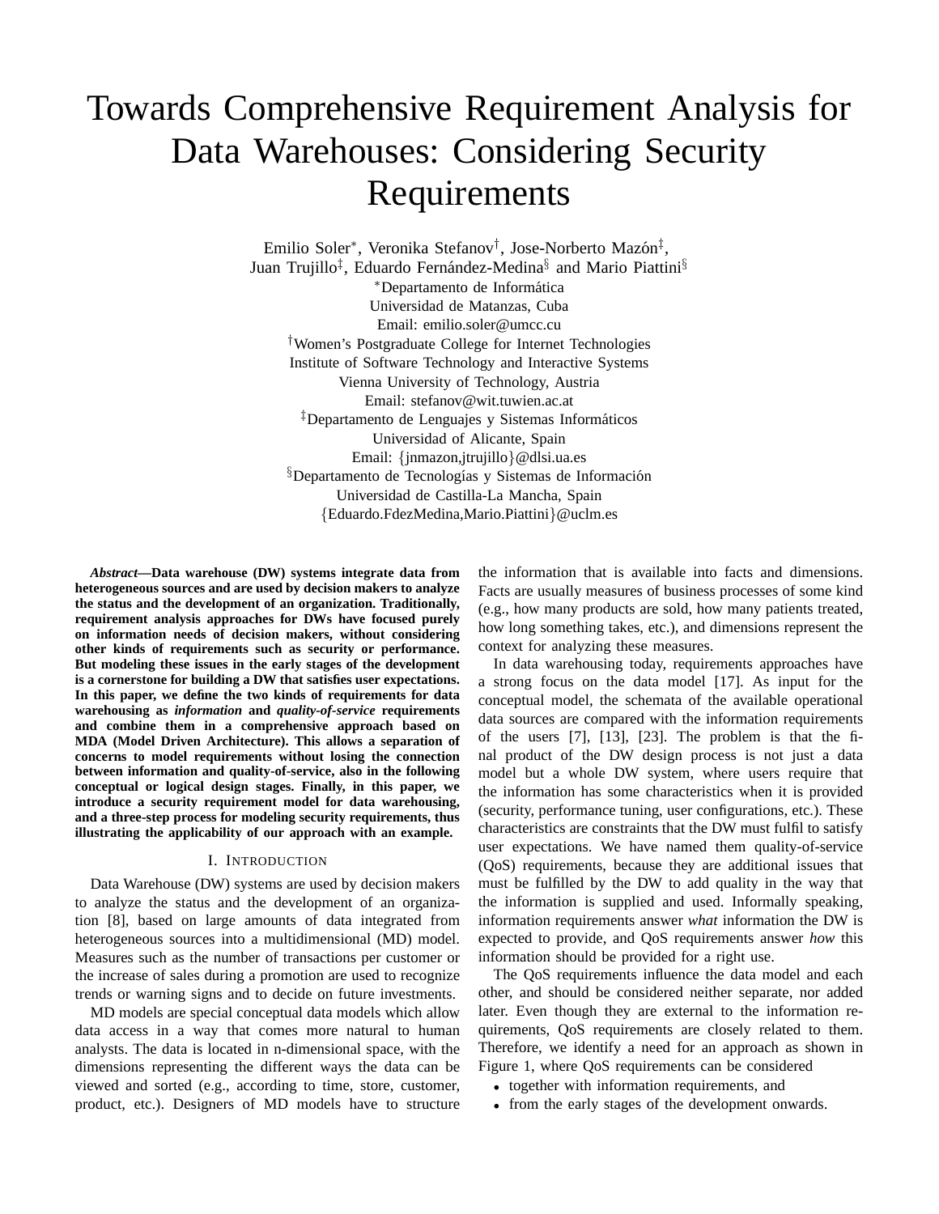# Towards Comprehensive Requirement Analysis for Data Warehouses: Considering Security Requirements

Emilio Soler[*], Veronika Stefanov[†], Jose-Norberto Mazón[‡], Juan Trujillo[‡], Eduardo Fernández-Medina[§] and Mario Piattini[§]

[*]Departamento de Informática
Universidad de Matanzas, Cuba
Email: emilio.soler@umcc.cu

[†]Women's Postgraduate College for Internet Technologies
Institute of Software Technology and Interactive Systems
Vienna University of Technology, Austria
Email: stefanov@wit.tuwien.ac.at

[‡]Departamento de Lenguajes y Sistemas Informáticos
Universidad of Alicante, Spain
Email: {jnmazon,jtrujillo}@dlsi.ua.es

[§]Departamento de Tecnologías y Sistemas de Información
Universidad de Castilla-La Mancha, Spain
{Eduardo.FdezMedina,Mario.Piattini}@uclm.es

***Abstract*—Data warehouse (DW) systems integrate data from heterogeneous sources and are used by decision makers to analyze the status and the development of an organization. Traditionally, requirement analysis approaches for DWs have focused purely on information needs of decision makers, without considering other kinds of requirements such as security or performance. But modeling these issues in the early stages of the development is a cornerstone for building a DW that satisfies user expectations. In this paper, we define the two kinds of requirements for data warehousing as *information* and *quality-of-service* requirements and combine them in a comprehensive approach based on MDA (Model Driven Architecture). This allows a separation of concerns to model requirements without losing the connection between information and quality-of-service, also in the following conceptual or logical design stages. Finally, in this paper, we introduce a security requirement model for data warehousing, and a three-step process for modeling security requirements, thus illustrating the applicability of our approach with an example.**

## I. Introduction

Data Warehouse (DW) systems are used by decision makers to analyze the status and the development of an organization [8], based on large amounts of data integrated from heterogeneous sources into a multidimensional (MD) model. Measures such as the number of transactions per customer or the increase of sales during a promotion are used to recognize trends or warning signs and to decide on future investments.

MD models are special conceptual data models which allow data access in a way that comes more natural to human analysts. The data is located in n-dimensional space, with the dimensions representing the different ways the data can be viewed and sorted (e.g., according to time, store, customer, product, etc.). Designers of MD models have to structure the information that is available into facts and dimensions. Facts are usually measures of business processes of some kind (e.g., how many products are sold, how many patients treated, how long something takes, etc.), and dimensions represent the context for analyzing these measures.

In data warehousing today, requirements approaches have a strong focus on the data model [17]. As input for the conceptual model, the schemata of the available operational data sources are compared with the information requirements of the users [7], [13], [23]. The problem is that the final product of the DW design process is not just a data model but a whole DW system, where users require that the information has some characteristics when it is provided (security, performance tuning, user configurations, etc.). These characteristics are constraints that the DW must fulfil to satisfy user expectations. We have named them quality-of-service (QoS) requirements, because they are additional issues that must be fulfilled by the DW to add quality in the way that the information is supplied and used. Informally speaking, information requirements answer *what* information the DW is expected to provide, and QoS requirements answer *how* this information should be provided for a right use.

The QoS requirements influence the data model and each other, and should be considered neither separate, nor added later. Even though they are external to the information requirements, QoS requirements are closely related to them. Therefore, we identify a need for an approach as shown in Figure 1, where QoS requirements can be considered

- together with information requirements, and
- from the early stages of the development onwards.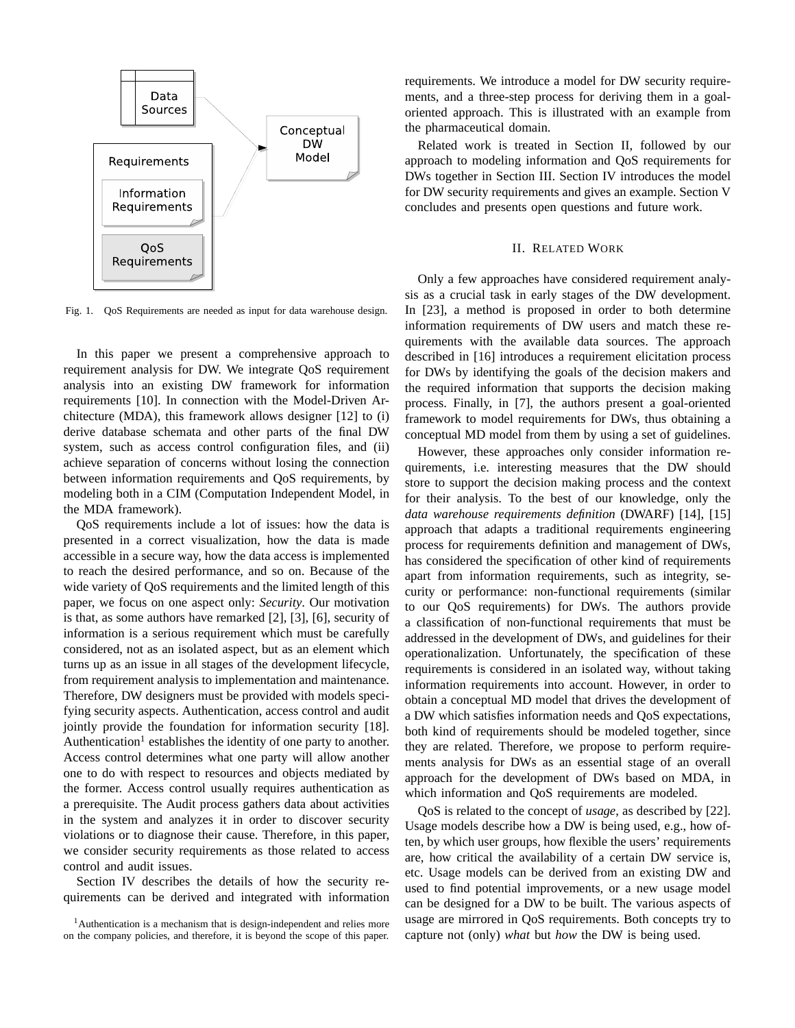Fig. 1. QoS Requirements are needed as input for data warehouse design.

In this paper we present a comprehensive approach to requirement analysis for DW. We integrate QoS requirement analysis into an existing DW framework for information requirements [10]. In connection with the Model-Driven Architecture (MDA), this framework allows designer [12] to (i) derive database schemata and other parts of the final DW system, such as access control configuration files, and (ii) achieve separation of concerns without losing the connection between information requirements and QoS requirements, by modeling both in a CIM (Computation Independent Model, in the MDA framework).

QoS requirements include a lot of issues: how the data is presented in a correct visualization, how the data is made accessible in a secure way, how the data access is implemented to reach the desired performance, and so on. Because of the wide variety of QoS requirements and the limited length of this paper, we focus on one aspect only: *Security*. Our motivation is that, as some authors have remarked [2], [3], [6], security of information is a serious requirement which must be carefully considered, not as an isolated aspect, but as an element which turns up as an issue in all stages of the development lifecycle, from requirement analysis to implementation and maintenance. Therefore, DW designers must be provided with models specifying security aspects. Authentication, access control and audit jointly provide the foundation for information security [18]. Authentication[1] establishes the identity of one party to another. Access control determines what one party will allow another one to do with respect to resources and objects mediated by the former. Access control usually requires authentication as a prerequisite. The Audit process gathers data about activities in the system and analyzes it in order to discover security violations or to diagnose their cause. Therefore, in this paper, we consider security requirements as those related to access control and audit issues.

Section IV describes the details of how the security requirements can be derived and integrated with information requirements. We introduce a model for DW security requirements, and a three-step process for deriving them in a goal-oriented approach. This is illustrated with an example from the pharmaceutical domain.

Related work is treated in Section II, followed by our approach to modeling information and QoS requirements for DWs together in Section III. Section IV introduces the model for DW security requirements and gives an example. Section V concludes and presents open questions and future work.

[1]Authentication is a mechanism that is design-independent and relies more on the company policies, and therefore, it is beyond the scope of this paper.

## II. Related Work

Only a few approaches have considered requirement analysis as a crucial task in early stages of the DW development. In [23], a method is proposed in order to both determine information requirements of DW users and match these requirements with the available data sources. The approach described in [16] introduces a requirement elicitation process for DWs by identifying the goals of the decision makers and the required information that supports the decision making process. Finally, in [7], the authors present a goal-oriented framework to model requirements for DWs, thus obtaining a conceptual MD model from them by using a set of guidelines.

However, these approaches only consider information requirements, i.e. interesting measures that the DW should store to support the decision making process and the context for their analysis. To the best of our knowledge, only the *data warehouse requirements definition* (DWARF) [14], [15] approach that adapts a traditional requirements engineering process for requirements definition and management of DWs, has considered the specification of other kind of requirements apart from information requirements, such as integrity, security or performance: non-functional requirements (similar to our QoS requirements) for DWs. The authors provide a classification of non-functional requirements that must be addressed in the development of DWs, and guidelines for their operationalization. Unfortunately, the specification of these requirements is considered in an isolated way, without taking information requirements into account. However, in order to obtain a conceptual MD model that drives the development of a DW which satisfies information needs and QoS expectations, both kind of requirements should be modeled together, since they are related. Therefore, we propose to perform requirements analysis for DWs as an essential stage of an overall approach for the development of DWs based on MDA, in which information and QoS requirements are modeled.

QoS is related to the concept of *usage*, as described by [22]. Usage models describe how a DW is being used, e.g., how often, by which user groups, how flexible the users' requirements are, how critical the availability of a certain DW service is, etc. Usage models can be derived from an existing DW and used to find potential improvements, or a new usage model can be designed for a DW to be built. The various aspects of usage are mirrored in QoS requirements. Both concepts try to capture not (only) *what* but *how* the DW is being used.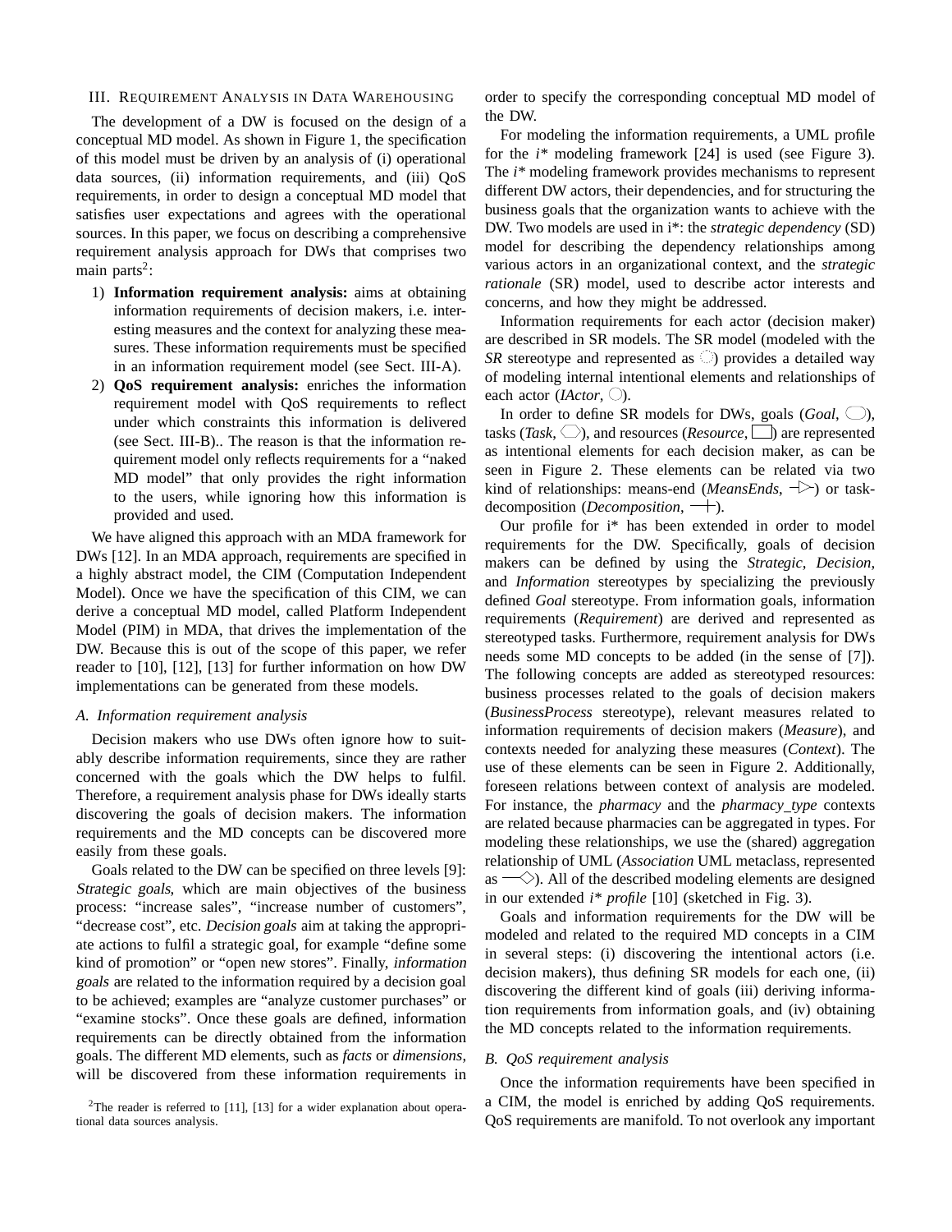## III. Requirement Analysis in Data Warehousing

The development of a DW is focused on the design of a conceptual MD model. As shown in Figure 1, the specification of this model must be driven by an analysis of (i) operational data sources, (ii) information requirements, and (iii) QoS requirements, in order to design a conceptual MD model that satisfies user expectations and agrees with the operational sources. In this paper, we focus on describing a comprehensive requirement analysis approach for DWs that comprises two main parts[2]:

1) **Information requirement analysis:** aims at obtaining information requirements of decision makers, i.e. interesting measures and the context for analyzing these measures. These information requirements must be specified in an information requirement model (see Sect. III-A).
2) **QoS requirement analysis:** enriches the information requirement model with QoS requirements to reflect under which constraints this information is delivered (see Sect. III-B).. The reason is that the information requirement model only reflects requirements for a "naked MD model" that only provides the right information to the users, while ignoring how this information is provided and used.

We have aligned this approach with an MDA framework for DWs [12]. In an MDA approach, requirements are specified in a highly abstract model, the CIM (Computation Independent Model). Once we have the specification of this CIM, we can derive a conceptual MD model, called Platform Independent Model (PIM) in MDA, that drives the implementation of the DW. Because this is out of the scope of this paper, we refer reader to [10], [12], [13] for further information on how DW implementations can be generated from these models.

### A. Information requirement analysis

Decision makers who use DWs often ignore how to suitably describe information requirements, since they are rather concerned with the goals which the DW helps to fulfil. Therefore, a requirement analysis phase for DWs ideally starts discovering the goals of decision makers. The information requirements and the MD concepts can be discovered more easily from these goals.

Goals related to the DW can be specified on three levels [9]: *Strategic goals*, which are main objectives of the business process: "increase sales", "increase number of customers", "decrease cost", etc. *Decision goals* aim at taking the appropriate actions to fulfil a strategic goal, for example "define some kind of promotion" or "open new stores". Finally, *information goals* are related to the information required by a decision goal to be achieved; examples are "analyze customer purchases" or "examine stocks". Once these goals are defined, information requirements can be directly obtained from the information goals. The different MD elements, such as *facts* or *dimensions*, will be discovered from these information requirements in order to specify the corresponding conceptual MD model of the DW.

For modeling the information requirements, a UML profile for the *i\** modeling framework [24] is used (see Figure 3). The *i\** modeling framework provides mechanisms to represent different DW actors, their dependencies, and for structuring the business goals that the organization wants to achieve with the DW. Two models are used in i\*: the *strategic dependency* (SD) model for describing the dependency relationships among various actors in an organizational context, and the *strategic rationale* (SR) model, used to describe actor interests and concerns, and how they might be addressed.

Information requirements for each actor (decision maker) are described in SR models. The SR model (modeled with the *SR* stereotype and represented as ◌) provides a detailed way of modeling internal intentional elements and relationships of each actor (*IActor*, ○).

In order to define SR models for DWs, goals (*Goal*, ⬭), tasks (*Task*, ⬡), and resources (*Resource*, ▭) are represented as intentional elements for each decision maker, as can be seen in Figure 2. These elements can be related via two kind of relationships: means-end (*MeansEnds*, ⊸▷) or task-decomposition (*Decomposition*, —+).

Our profile for i\* has been extended in order to model requirements for the DW. Specifically, goals of decision makers can be defined by using the *Strategic*, *Decision*, and *Information* stereotypes by specializing the previously defined *Goal* stereotype. From information goals, information requirements (*Requirement*) are derived and represented as stereotyped tasks. Furthermore, requirement analysis for DWs needs some MD concepts to be added (in the sense of [7]). The following concepts are added as stereotyped resources: business processes related to the goals of decision makers (*BusinessProcess* stereotype), relevant measures related to information requirements of decision makers (*Measure*), and contexts needed for analyzing these measures (*Context*). The use of these elements can be seen in Figure 2. Additionally, foreseen relations between context of analysis are modeled. For instance, the *pharmacy* and the *pharmacy_type* contexts are related because pharmacies can be aggregated in types. For modeling these relationships, we use the (shared) aggregation relationship of UML (*Association* UML metaclass, represented as —◇). All of the described modeling elements are designed in our extended *i\* profile* [10] (sketched in Fig. 3).

Goals and information requirements for the DW will be modeled and related to the required MD concepts in a CIM in several steps: (i) discovering the intentional actors (i.e. decision makers), thus defining SR models for each one, (ii) discovering the different kind of goals (iii) deriving information requirements from information goals, and (iv) obtaining the MD concepts related to the information requirements.

### B. QoS requirement analysis

Once the information requirements have been specified in a CIM, the model is enriched by adding QoS requirements. QoS requirements are manifold. To not overlook any important

[2] The reader is referred to [11], [13] for a wider explanation about operational data sources analysis.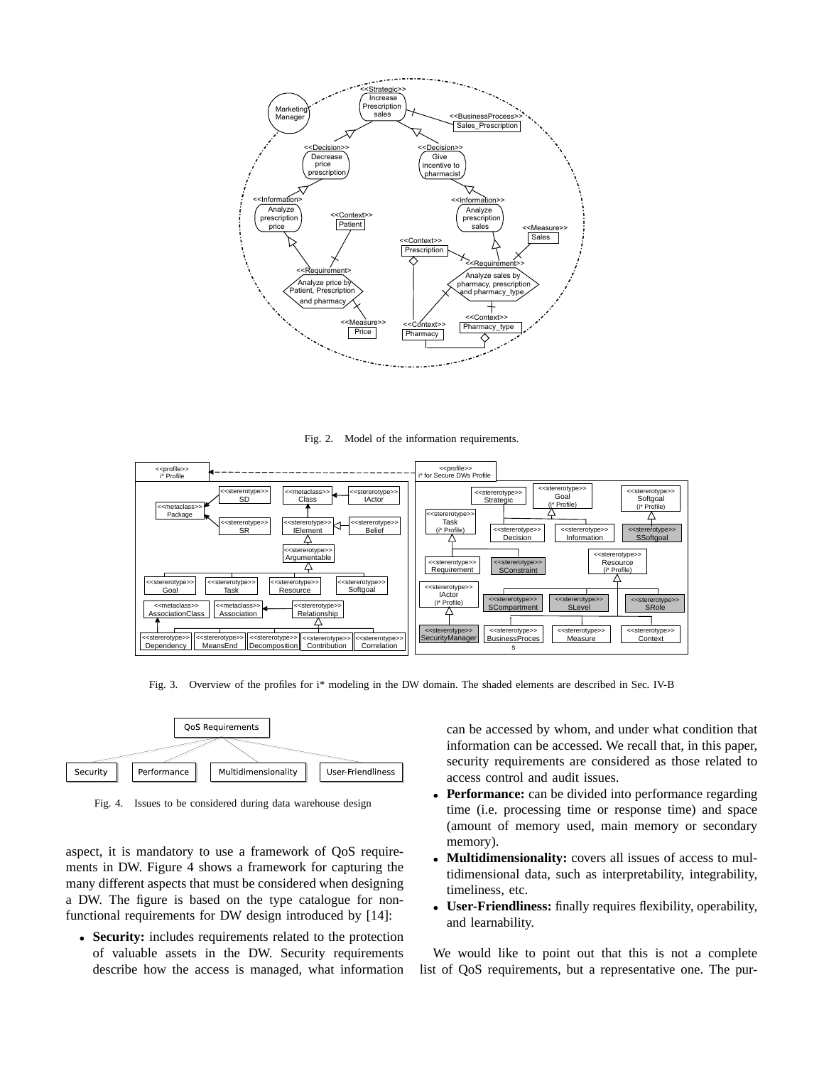Fig. 2. Model of the information requirements.

Fig. 3. Overview of the profiles for i* modeling in the DW domain. The shaded elements are described in Sec. IV-B

Fig. 4. Issues to be considered during data warehouse design

aspect, it is mandatory to use a framework of QoS requirements in DW. Figure 4 shows a framework for capturing the many different aspects that must be considered when designing a DW. The figure is based on the type catalogue for non-functional requirements for DW design introduced by [14]:

- **Security:** includes requirements related to the protection of valuable assets in the DW. Security requirements describe how the access is managed, what information can be accessed by whom, and under what condition that information can be accessed. We recall that, in this paper, security requirements are considered as those related to access control and audit issues.
- **Performance:** can be divided into performance regarding time (i.e. processing time or response time) and space (amount of memory used, main memory or secondary memory).
- **Multidimensionality:** covers all issues of access to multidimensional data, such as interpretability, integrability, timeliness, etc.
- **User-Friendliness:** finally requires flexibility, operability, and learnability.

We would like to point out that this is not a complete list of QoS requirements, but a representative one. The pur-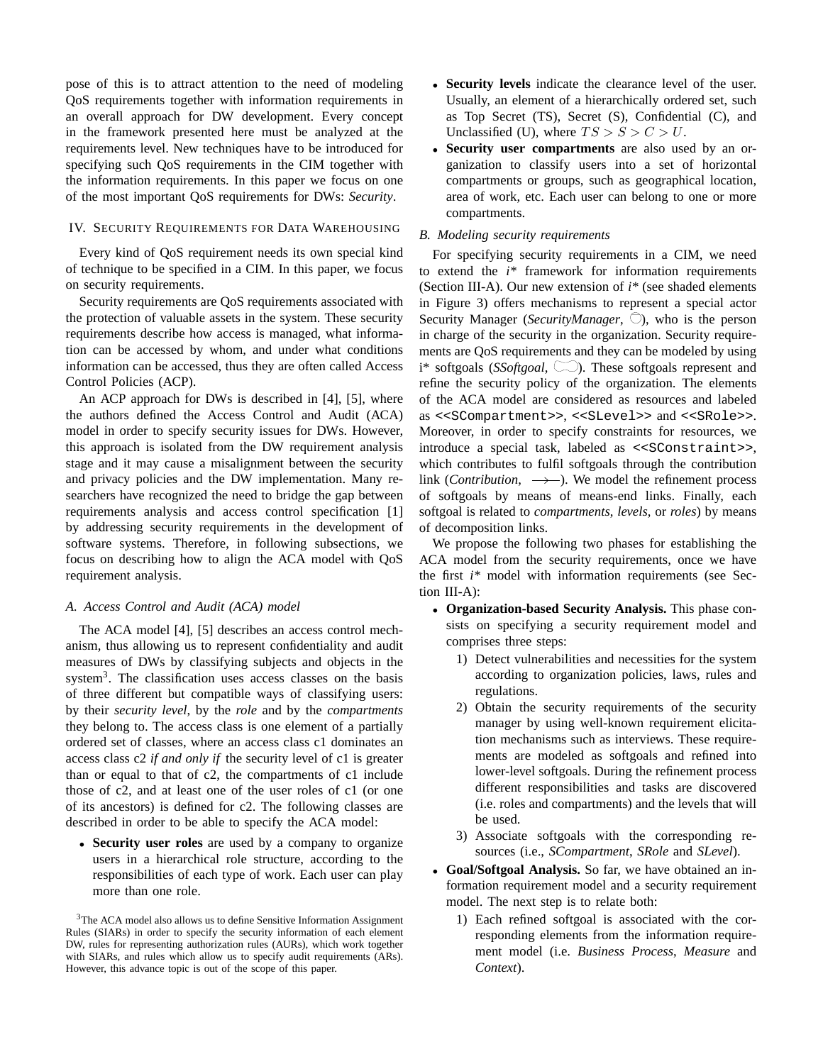pose of this is to attract attention to the need of modeling QoS requirements together with information requirements in an overall approach for DW development. Every concept in the framework presented here must be analyzed at the requirements level. New techniques have to be introduced for specifying such QoS requirements in the CIM together with the information requirements. In this paper we focus on one of the most important QoS requirements for DWs: *Security*.

## IV. Security Requirements for Data Warehousing

Every kind of QoS requirement needs its own special kind of technique to be specified in a CIM. In this paper, we focus on security requirements.

Security requirements are QoS requirements associated with the protection of valuable assets in the system. These security requirements describe how access is managed, what information can be accessed by whom, and under what conditions information can be accessed, thus they are often called Access Control Policies (ACP).

An ACP approach for DWs is described in [4], [5], where the authors defined the Access Control and Audit (ACA) model in order to specify security issues for DWs. However, this approach is isolated from the DW requirement analysis stage and it may cause a misalignment between the security and privacy policies and the DW implementation. Many researchers have recognized the need to bridge the gap between requirements analysis and access control specification [1] by addressing security requirements in the development of software systems. Therefore, in following subsections, we focus on describing how to align the ACA model with QoS requirement analysis.

### A. Access Control and Audit (ACA) model

The ACA model [4], [5] describes an access control mechanism, thus allowing us to represent confidentiality and audit measures of DWs by classifying subjects and objects in the system[3]. The classification uses access classes on the basis of three different but compatible ways of classifying users: by their *security level*, by the *role* and by the *compartments* they belong to. The access class is one element of a partially ordered set of classes, where an access class c1 dominates an access class c2 *if and only if* the security level of c1 is greater than or equal to that of c2, the compartments of c1 include those of c2, and at least one of the user roles of c1 (or one of its ancestors) is defined for c2. The following classes are described in order to be able to specify the ACA model:

- **Security user roles** are used by a company to organize users in a hierarchical role structure, according to the responsibilities of each type of work. Each user can play more than one role.
- **Security levels** indicate the clearance level of the user. Usually, an element of a hierarchically ordered set, such as Top Secret (TS), Secret (S), Confidential (C), and Unclassified (U), where $TS > S > C > U$.
- **Security user compartments** are also used by an organization to classify users into a set of horizontal compartments or groups, such as geographical location, area of work, etc. Each user can belong to one or more compartments.

### B. Modeling security requirements

For specifying security requirements in a CIM, we need to extend the *i\** framework for information requirements (Section III-A). Our new extension of *i\** (see shaded elements in Figure 3) offers mechanisms to represent a special actor Security Manager (*SecurityManager*, ◯), who is the person in charge of the security in the organization. Security requirements are QoS requirements and they can be modeled by using i\* softgoals (*SSoftgoal*, ⬭). These softgoals represent and refine the security policy of the organization. The elements of the ACA model are considered as resources and labeled as `<<SCompartment>>`, `<<SLevel>>` and `<<SRole>>`. Moreover, in order to specify constraints for resources, we introduce a special task, labeled as `<<SConstraint>>`, which contributes to fulfil softgoals through the contribution link (*Contribution*, ⟶). We model the refinement process of softgoals by means of means-end links. Finally, each softgoal is related to *compartments*, *levels*, or *roles*) by means of decomposition links.

We propose the following two phases for establishing the ACA model from the security requirements, once we have the first *i\** model with information requirements (see Section III-A):

- **Organization-based Security Analysis.** This phase consists on specifying a security requirement model and comprises three steps:
  1) Detect vulnerabilities and necessities for the system according to organization policies, laws, rules and regulations.
  2) Obtain the security requirements of the security manager by using well-known requirement elicitation mechanisms such as interviews. These requirements are modeled as softgoals and refined into lower-level softgoals. During the refinement process different responsibilities and tasks are discovered (i.e. roles and compartments) and the levels that will be used.
  3) Associate softgoals with the corresponding resources (i.e., *SCompartment*, *SRole* and *SLevel*).
- **Goal/Softgoal Analysis.** So far, we have obtained an information requirement model and a security requirement model. The next step is to relate both:
  1) Each refined softgoal is associated with the corresponding elements from the information requirement model (i.e. *Business Process*, *Measure* and *Context*).

[3] The ACA model also allows us to define Sensitive Information Assignment Rules (SIARs) in order to specify the security information of each element DW, rules for representing authorization rules (AURs), which work together with SIARs, and rules which allow us to specify audit requirements (ARs). However, this advance topic is out of the scope of this paper.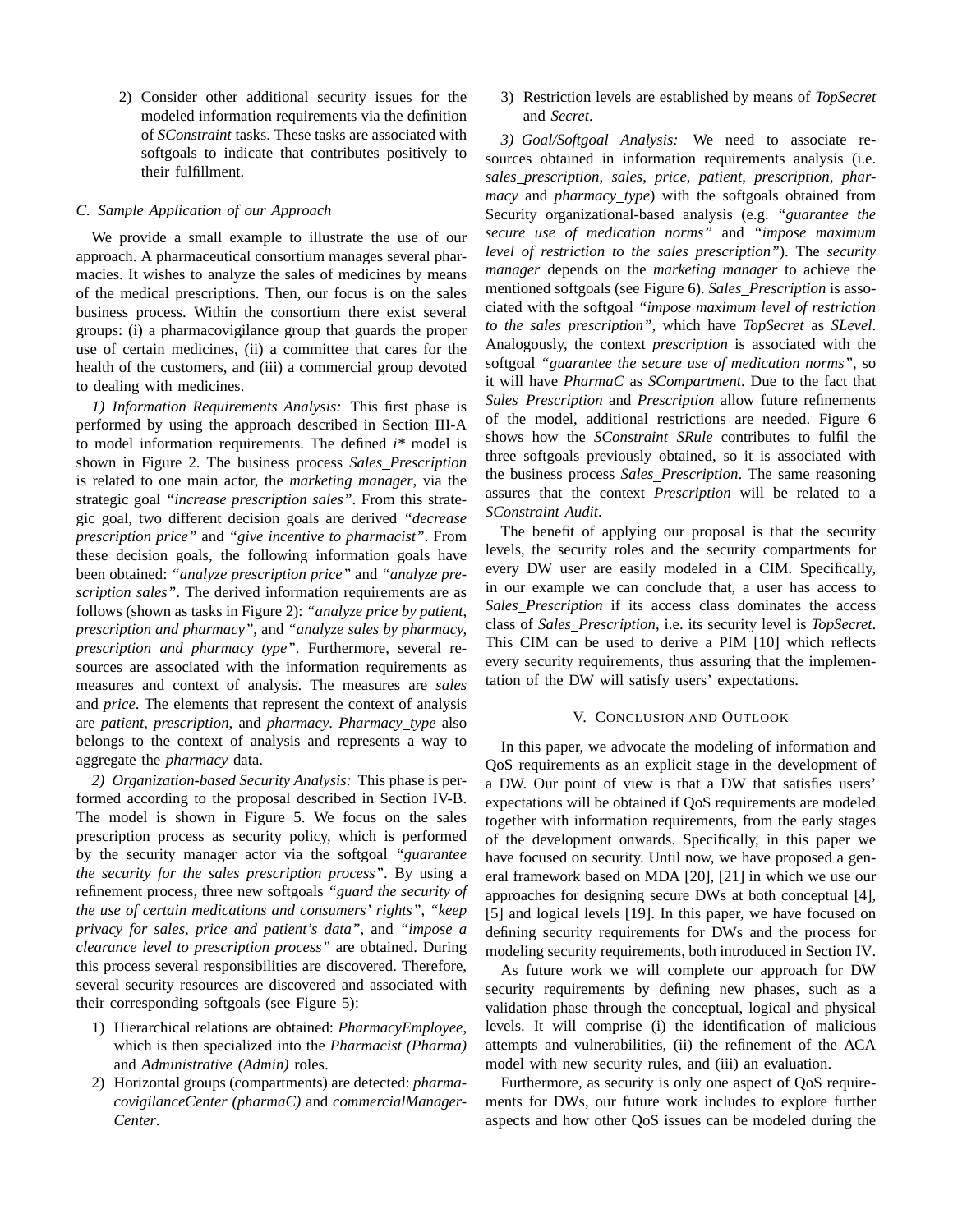2) Consider other additional security issues for the modeled information requirements via the definition of *SConstraint* tasks. These tasks are associated with softgoals to indicate that contributes positively to their fulfillment.

### C. Sample Application of our Approach

We provide a small example to illustrate the use of our approach. A pharmaceutical consortium manages several pharmacies. It wishes to analyze the sales of medicines by means of the medical prescriptions. Then, our focus is on the sales business process. Within the consortium there exist several groups: (i) a pharmacovigilance group that guards the proper use of certain medicines, (ii) a committee that cares for the health of the customers, and (iii) a commercial group devoted to dealing with medicines.

*1) Information Requirements Analysis:* This first phase is performed by using the approach described in Section III-A to model information requirements. The defined *i\** model is shown in Figure 2. The business process *Sales_Prescription* is related to one main actor, the *marketing manager*, via the strategic goal *"increase prescription sales"*. From this strategic goal, two different decision goals are derived *"decrease prescription price"* and *"give incentive to pharmacist"*. From these decision goals, the following information goals have been obtained: *"analyze prescription price"* and *"analyze prescription sales"*. The derived information requirements are as follows (shown as tasks in Figure 2): *"analyze price by patient, prescription and pharmacy"*, and *"analyze sales by pharmacy, prescription and pharmacy_type"*. Furthermore, several resources are associated with the information requirements as measures and context of analysis. The measures are *sales* and *price*. The elements that represent the context of analysis are *patient*, *prescription*, and *pharmacy*. *Pharmacy_type* also belongs to the context of analysis and represents a way to aggregate the *pharmacy* data.

*2) Organization-based Security Analysis:* This phase is performed according to the proposal described in Section IV-B. The model is shown in Figure 5. We focus on the sales prescription process as security policy, which is performed by the security manager actor via the softgoal *"guarantee the security for the sales prescription process"*. By using a refinement process, three new softgoals *"guard the security of the use of certain medications and consumers' rights"*, *"keep privacy for sales, price and patient's data"*, and *"impose a clearance level to prescription process"* are obtained. During this process several responsibilities are discovered. Therefore, several security resources are discovered and associated with their corresponding softgoals (see Figure 5):

1) Hierarchical relations are obtained: *PharmacyEmployee*, which is then specialized into the *Pharmacist (Pharma)* and *Administrative (Admin)* roles.
2) Horizontal groups (compartments) are detected: *pharmacovigilanceCenter (pharmaC)* and *commercialManagerCenter*.
3) Restriction levels are established by means of *TopSecret* and *Secret*.

*3) Goal/Softgoal Analysis:* We need to associate resources obtained in information requirements analysis (i.e. *sales_prescription*, *sales*, *price*, *patient*, *prescription*, *pharmacy* and *pharmacy_type*) with the softgoals obtained from Security organizational-based analysis (e.g. *"guarantee the secure use of medication norms"* and *"impose maximum level of restriction to the sales prescription"*). The *security manager* depends on the *marketing manager* to achieve the mentioned softgoals (see Figure 6). *Sales_Prescription* is associated with the softgoal *"impose maximum level of restriction to the sales prescription"*, which have *TopSecret* as *SLevel*. Analogously, the context *prescription* is associated with the softgoal *"guarantee the secure use of medication norms"*, so it will have *PharmaC* as *SCompartment*. Due to the fact that *Sales_Prescription* and *Prescription* allow future refinements of the model, additional restrictions are needed. Figure 6 shows how the *SConstraint SRule* contributes to fulfil the three softgoals previously obtained, so it is associated with the business process *Sales_Prescription*. The same reasoning assures that the context *Prescription* will be related to a *SConstraint Audit*.

The benefit of applying our proposal is that the security levels, the security roles and the security compartments for every DW user are easily modeled in a CIM. Specifically, in our example we can conclude that, a user has access to *Sales_Prescription* if its access class dominates the access class of *Sales_Prescription*, i.e. its security level is *TopSecret*. This CIM can be used to derive a PIM [10] which reflects every security requirements, thus assuring that the implementation of the DW will satisfy users' expectations.

## V. Conclusion and Outlook

In this paper, we advocate the modeling of information and QoS requirements as an explicit stage in the development of a DW. Our point of view is that a DW that satisfies users' expectations will be obtained if QoS requirements are modeled together with information requirements, from the early stages of the development onwards. Specifically, in this paper we have focused on security. Until now, we have proposed a general framework based on MDA [20], [21] in which we use our approaches for designing secure DWs at both conceptual [4], [5] and logical levels [19]. In this paper, we have focused on defining security requirements for DWs and the process for modeling security requirements, both introduced in Section IV.

As future work we will complete our approach for DW security requirements by defining new phases, such as a validation phase through the conceptual, logical and physical levels. It will comprise (i) the identification of malicious attempts and vulnerabilities, (ii) the refinement of the ACA model with new security rules, and (iii) an evaluation.

Furthermore, as security is only one aspect of QoS requirements for DWs, our future work includes to explore further aspects and how other QoS issues can be modeled during the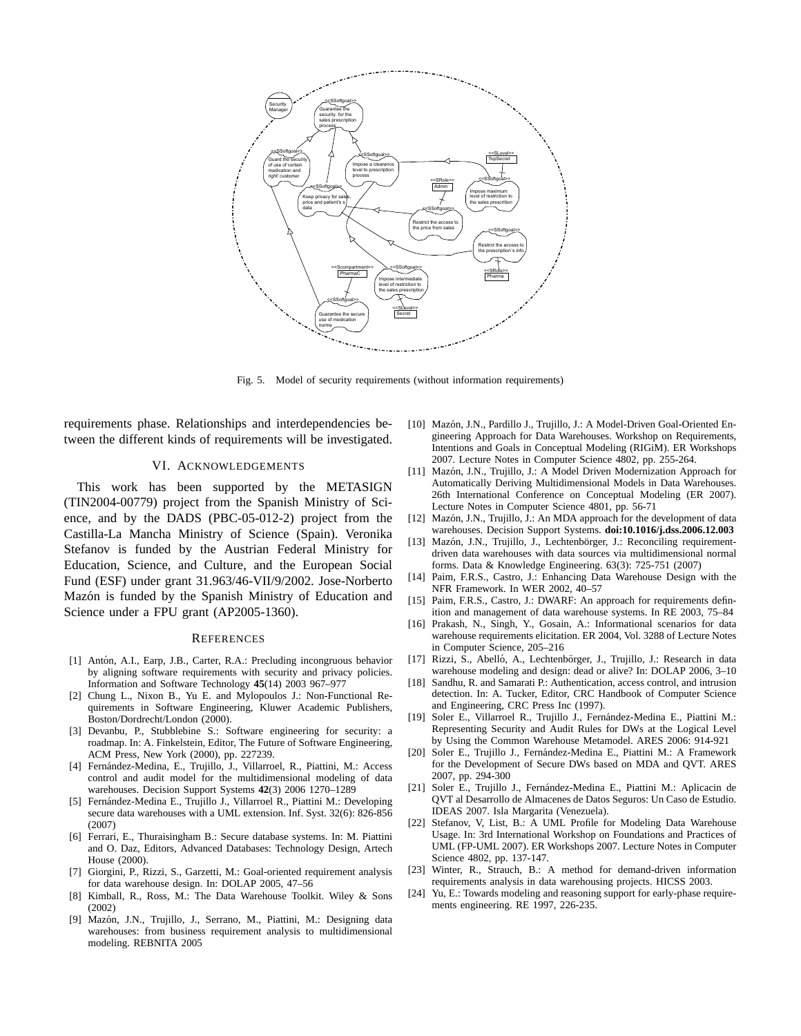Fig. 5. Model of security requirements (without information requirements)

requirements phase. Relationships and interdependencies between the different kinds of requirements will be investigated.

## VI. Acknowledgements

This work has been supported by the METASIGN (TIN2004-00779) project from the Spanish Ministry of Science, and by the DADS (PBC-05-012-2) project from the Castilla-La Mancha Ministry of Science (Spain). Veronika Stefanov is funded by the Austrian Federal Ministry for Education, Science, and Culture, and the European Social Fund (ESF) under grant 31.963/46-VII/9/2002. Jose-Norberto Mazón is funded by the Spanish Ministry of Education and Science under a FPU grant (AP2005-1360).

## References

[1] Antón, A.I., Earp, J.B., Carter, R.A.: Precluding incongruous behavior by aligning software requirements with security and privacy policies. Information and Software Technology **45**(14) 2003 967–977

[2] Chung L., Nixon B., Yu E. and Mylopoulos J.: Non-Functional Requirements in Software Engineering, Kluwer Academic Publishers, Boston/Dordrecht/London (2000).

[3] Devanbu, P., Stubblebine S.: Software engineering for security: a roadmap. In: A. Finkelstein, Editor, The Future of Software Engineering, ACM Press, New York (2000), pp. 227239.

[4] Fernández-Medina, E., Trujillo, J., Villarroel, R., Piattini, M.: Access control and audit model for the multidimensional modeling of data warehouses. Decision Support Systems **42**(3) 2006 1270–1289

[5] Fernández-Medina E., Trujillo J., Villarroel R., Piattini M.: Developing secure data warehouses with a UML extension. Inf. Syst. 32(6): 826-856 (2007)

[6] Ferrari, E., Thuraisingham B.: Secure database systems. In: M. Piattini and O. Daz, Editors, Advanced Databases: Technology Design, Artech House (2000).

[7] Giorgini, P., Rizzi, S., Garzetti, M.: Goal-oriented requirement analysis for data warehouse design. In: DOLAP 2005, 47–56

[8] Kimball, R., Ross, M.: The Data Warehouse Toolkit. Wiley & Sons (2002)

[9] Mazón, J.N., Trujillo, J., Serrano, M., Piattini, M.: Designing data warehouses: from business requirement analysis to multidimensional modeling. REBNITA 2005

[10] Mazón, J.N., Pardillo J., Trujillo, J.: A Model-Driven Goal-Oriented Engineering Approach for Data Warehouses. Workshop on Requirements, Intentions and Goals in Conceptual Modeling (RIGiM). ER Workshops 2007. Lecture Notes in Computer Science 4802, pp. 255-264.

[11] Mazón, J.N., Trujillo, J.: A Model Driven Modernization Approach for Automatically Deriving Multidimensional Models in Data Warehouses. 26th International Conference on Conceptual Modeling (ER 2007). Lecture Notes in Computer Science 4801, pp. 56-71

[12] Mazón, J.N., Trujillo, J.: An MDA approach for the development of data warehouses. Decision Support Systems. **doi:10.1016/j.dss.2006.12.003**

[13] Mazón, J.N., Trujillo, J., Lechtenbörger, J.: Reconciling requirement-driven data warehouses with data sources via multidimensional normal forms. Data & Knowledge Engineering. 63(3): 725-751 (2007)

[14] Paim, F.R.S., Castro, J.: Enhancing Data Warehouse Design with the NFR Framework. In WER 2002, 40–57

[15] Paim, F.R.S., Castro, J.: DWARF: An approach for requirements definition and management of data warehouse systems. In RE 2003, 75–84

[16] Prakash, N., Singh, Y., Gosain, A.: Informational scenarios for data warehouse requirements elicitation. ER 2004, Vol. 3288 of Lecture Notes in Computer Science, 205–216

[17] Rizzi, S., Abelló, A., Lechtenbörger, J., Trujillo, J.: Research in data warehouse modeling and design: dead or alive? In: DOLAP 2006, 3–10

[18] Sandhu, R. and Samarati P.: Authentication, access control, and intrusion detection. In: A. Tucker, Editor, CRC Handbook of Computer Science and Engineering, CRC Press Inc (1997).

[19] Soler E., Villarroel R., Trujillo J., Fernández-Medina E., Piattini M.: Representing Security and Audit Rules for DWs at the Logical Level by Using the Common Warehouse Metamodel. ARES 2006: 914-921

[20] Soler E., Trujillo J., Fernández-Medina E., Piattini M.: A Framework for the Development of Secure DWs based on MDA and QVT. ARES 2007, pp. 294-300

[21] Soler E., Trujillo J., Fernández-Medina E., Piattini M.: Aplicacin de QVT al Desarrollo de Almacenes de Datos Seguros: Un Caso de Estudio. IDEAS 2007. Isla Margarita (Venezuela).

[22] Stefanov, V, List, B.: A UML Profile for Modeling Data Warehouse Usage. In: 3rd International Workshop on Foundations and Practices of UML (FP-UML 2007). ER Workshops 2007. Lecture Notes in Computer Science 4802, pp. 137-147.

[23] Winter, R., Strauch, B.: A method for demand-driven information requirements analysis in data warehousing projects. HICSS 2003.

[24] Yu, E.: Towards modeling and reasoning support for early-phase requirements engineering. RE 1997, 226-235.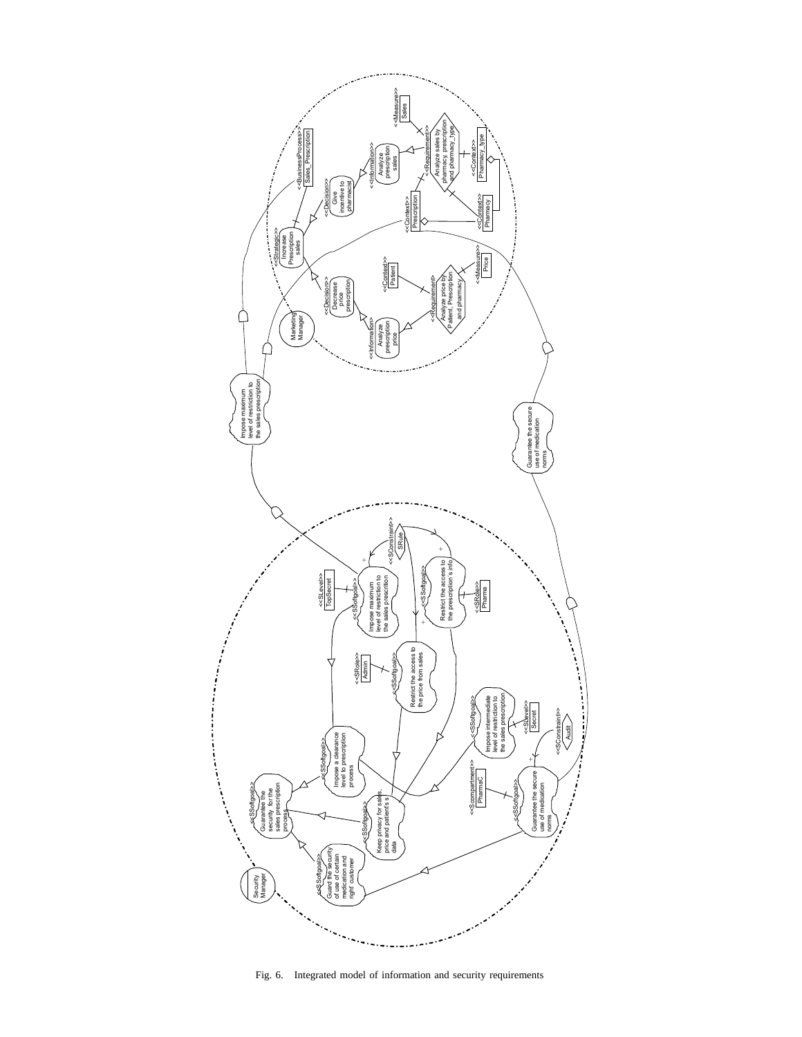Fig. 6. Integrated model of information and security requirements